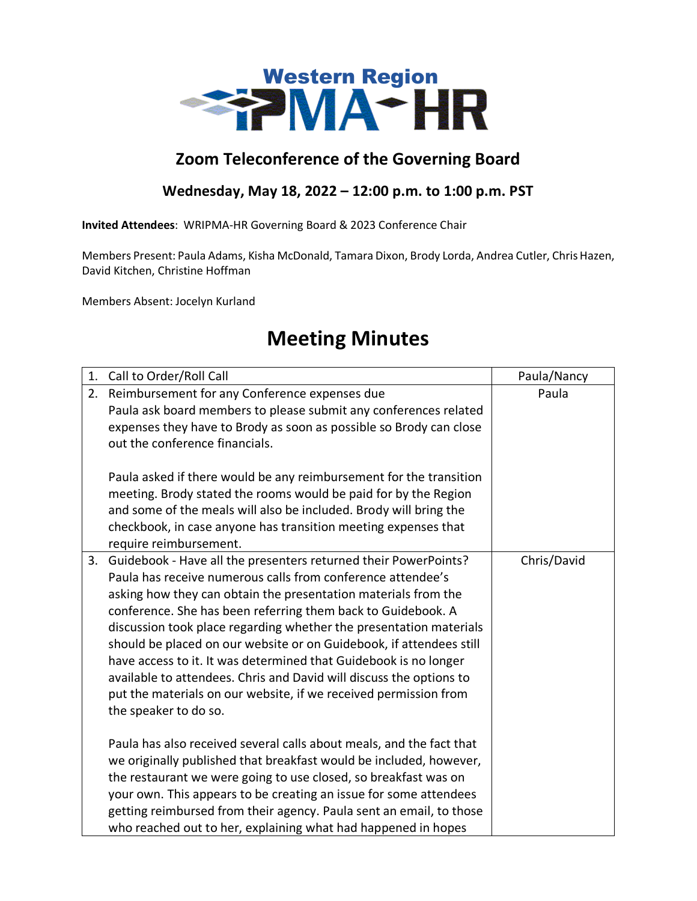# Western Region IPMA-HR

## Zoom Teleconference of the Governing Board

### Wednesday, May 18, 2022 – 12:00 p.m. to 1:00 p.m. PST

**Invited Attendees**: WRIPMA-HR Governing Board & 2023 Conference Chair

Members Present: Paula Adams, Kisha McDonald, Tamara Dixon, Brody Lorda, Andrea Cutler, Chris Hazen, David Kitchen, Christine Hoffman

Members Absent: Jocelyn Kurland

# Meeting Minutes

| | |
|---|---|
| 1. Call to Order/Roll Call | Paula/Nancy |
| 2. Reimbursement for any Conference expenses due<br>Paula ask board members to please submit any conferences related expenses they have to Brody as soon as possible so Brody can close out the conference financials.<br><br>Paula asked if there would be any reimbursement for the transition meeting. Brody stated the rooms would be paid for by the Region and some of the meals will also be included. Brody will bring the checkbook, in case anyone has transition meeting expenses that require reimbursement. | Paula |
| 3. Guidebook - Have all the presenters returned their PowerPoints? Paula has receive numerous calls from conference attendee's asking how they can obtain the presentation materials from the conference. She has been referring them back to Guidebook. A discussion took place regarding whether the presentation materials should be placed on our website or on Guidebook, if attendees still have access to it. It was determined that Guidebook is no longer available to attendees. Chris and David will discuss the options to put the materials on our website, if we received permission from the speaker to do so.<br><br>Paula has also received several calls about meals, and the fact that we originally published that breakfast would be included, however, the restaurant we were going to use closed, so breakfast was on your own. This appears to be creating an issue for some attendees getting reimbursed from their agency. Paula sent an email, to those who reached out to her, explaining what had happened in hopes | Chris/David |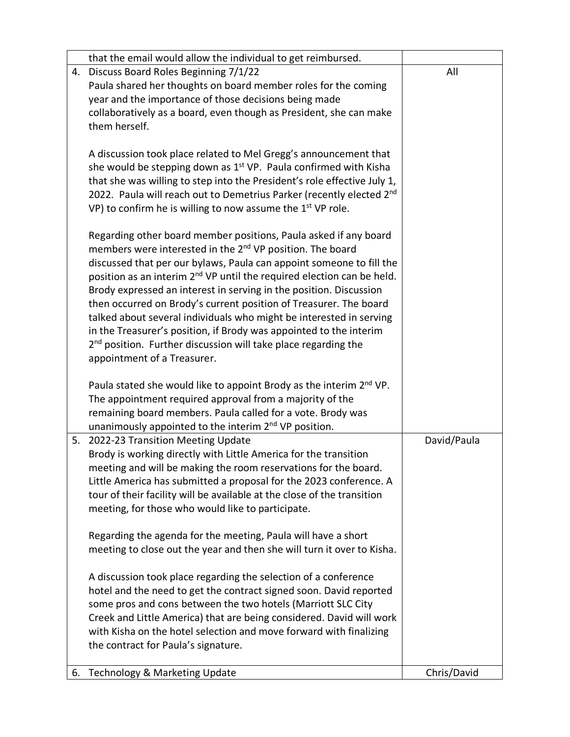| | | |
|---|---|---|
| | that the email would allow the individual to get reimbursed. | |
| 4. | Discuss Board Roles Beginning 7/1/22<br>Paula shared her thoughts on board member roles for the coming year and the importance of those decisions being made collaboratively as a board, even though as President, she can make them herself.<br><br>A discussion took place related to Mel Gregg's announcement that she would be stepping down as 1st VP. Paula confirmed with Kisha that she was willing to step into the President's role effective July 1, 2022. Paula will reach out to Demetrius Parker (recently elected 2nd VP) to confirm he is willing to now assume the 1st VP role.<br><br>Regarding other board member positions, Paula asked if any board members were interested in the 2nd VP position. The board discussed that per our bylaws, Paula can appoint someone to fill the position as an interim 2nd VP until the required election can be held. Brody expressed an interest in serving in the position. Discussion then occurred on Brody's current position of Treasurer. The board talked about several individuals who might be interested in serving in the Treasurer's position, if Brody was appointed to the interim 2nd position. Further discussion will take place regarding the appointment of a Treasurer.<br><br>Paula stated she would like to appoint Brody as the interim 2nd VP. The appointment required approval from a majority of the remaining board members. Paula called for a vote. Brody was unanimously appointed to the interim 2nd VP position. | All |
| 5. | 2022-23 Transition Meeting Update<br>Brody is working directly with Little America for the transition meeting and will be making the room reservations for the board. Little America has submitted a proposal for the 2023 conference. A tour of their facility will be available at the close of the transition meeting, for those who would like to participate.<br><br>Regarding the agenda for the meeting, Paula will have a short meeting to close out the year and then she will turn it over to Kisha.<br><br>A discussion took place regarding the selection of a conference hotel and the need to get the contract signed soon. David reported some pros and cons between the two hotels (Marriott SLC City Creek and Little America) that are being considered. David will work with Kisha on the hotel selection and move forward with finalizing the contract for Paula's signature. | David/Paula |
| 6. | Technology & Marketing Update | Chris/David |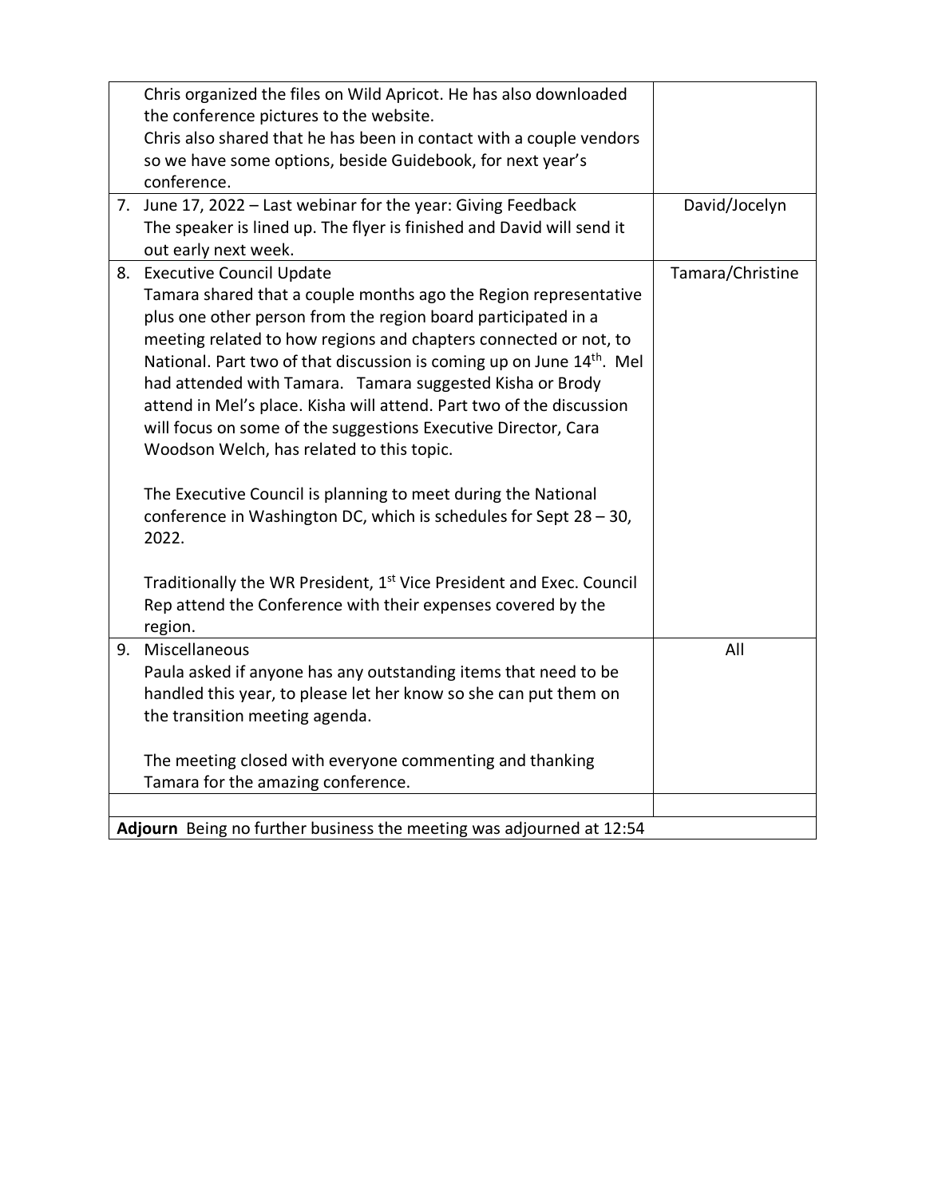| | | |
|---|---|---|
| | Chris organized the files on Wild Apricot. He has also downloaded the conference pictures to the website.<br>Chris also shared that he has been in contact with a couple vendors so we have some options, beside Guidebook, for next year's conference. | |
| 7. | June 17, 2022 – Last webinar for the year: Giving Feedback<br>The speaker is lined up. The flyer is finished and David will send it out early next week. | David/Jocelyn |
| 8. | Executive Council Update<br>Tamara shared that a couple months ago the Region representative plus one other person from the region board participated in a meeting related to how regions and chapters connected or not, to National. Part two of that discussion is coming up on June 14th. Mel had attended with Tamara. Tamara suggested Kisha or Brody attend in Mel's place. Kisha will attend. Part two of the discussion will focus on some of the suggestions Executive Director, Cara Woodson Welch, has related to this topic.<br><br>The Executive Council is planning to meet during the National conference in Washington DC, which is schedules for Sept 28 – 30, 2022.<br><br>Traditionally the WR President, 1st Vice President and Exec. Council Rep attend the Conference with their expenses covered by the region. | Tamara/Christine |
| 9. | Miscellaneous<br>Paula asked if anyone has any outstanding items that need to be handled this year, to please let her know so she can put them on the transition meeting agenda.<br><br>The meeting closed with everyone commenting and thanking Tamara for the amazing conference. | All |
| | | |
| **Adjourn** Being no further business the meeting was adjourned at 12:54 | | |